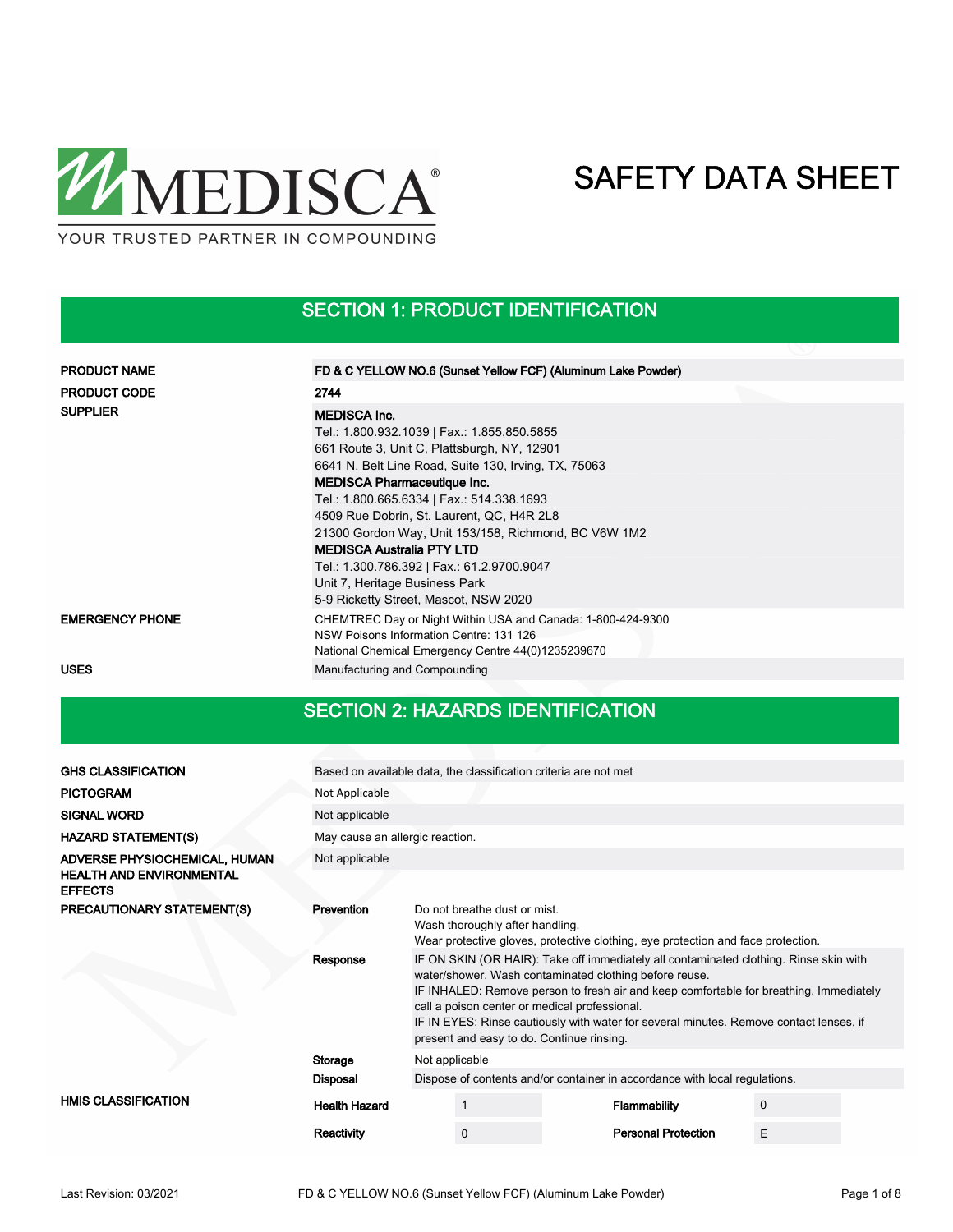MEDISCA®

YOUR TRUSTED PARTNER IN COMPOUNDING

# SAFETY DATA SHEET

## SECTION 1: PRODUCT IDENTIFICATION

| | |
|---|---|
| **PRODUCT NAME** | **FD & C YELLOW NO.6 (Sunset Yellow FCF) (Aluminum Lake Powder)** |
| **PRODUCT CODE** | **2744** |
| **SUPPLIER** | **MEDISCA Inc.**<br>Tel.: 1.800.932.1039 \| Fax.: 1.855.850.5855<br>661 Route 3, Unit C, Plattsburgh, NY, 12901<br>6641 N. Belt Line Road, Suite 130, Irving, TX, 75063<br>**MEDISCA Pharmaceutique Inc.**<br>Tel.: 1.800.665.6334 \| Fax.: 514.338.1693<br>4509 Rue Dobrin, St. Laurent, QC, H4R 2L8<br>21300 Gordon Way, Unit 153/158, Richmond, BC V6W 1M2<br>**MEDISCA Australia PTY LTD**<br>Tel.: 1.300.786.392 \| Fax.: 61.2.9700.9047<br>Unit 7, Heritage Business Park<br>5-9 Ricketty Street, Mascot, NSW 2020 |
| **EMERGENCY PHONE** | CHEMTREC Day or Night Within USA and Canada: 1-800-424-9300<br>NSW Poisons Information Centre: 131 126<br>National Chemical Emergency Centre 44(0)1235239670 |
| **USES** | Manufacturing and Compounding |

## SECTION 2: HAZARDS IDENTIFICATION

| | |
|---|---|
| **GHS CLASSIFICATION** | Based on available data, the classification criteria are not met |
| **PICTOGRAM** | Not Applicable |
| **SIGNAL WORD** | Not applicable |
| **HAZARD STATEMENT(S)** | May cause an allergic reaction. |
| **ADVERSE PHYSIOCHEMICAL, HUMAN HEALTH AND ENVIRONMENTAL EFFECTS** | Not applicable |

**PRECAUTIONARY STATEMENT(S)**

| | |
|---|---|
| **Prevention** | Do not breathe dust or mist.<br>Wash thoroughly after handling.<br>Wear protective gloves, protective clothing, eye protection and face protection. |
| **Response** | IF ON SKIN (OR HAIR): Take off immediately all contaminated clothing. Rinse skin with water/shower. Wash contaminated clothing before reuse.<br>IF INHALED: Remove person to fresh air and keep comfortable for breathing. Immediately call a poison center or medical professional.<br>IF IN EYES: Rinse cautiously with water for several minutes. Remove contact lenses, if present and easy to do. Continue rinsing. |
| **Storage** | Not applicable |
| **Disposal** | Dispose of contents and/or container in accordance with local regulations. |

**HMIS CLASSIFICATION**

| | | | |
|---|---|---|---|
| **Health Hazard** | 1 | **Flammability** | 0 |
| **Reactivity** | 0 | **Personal Protection** | E |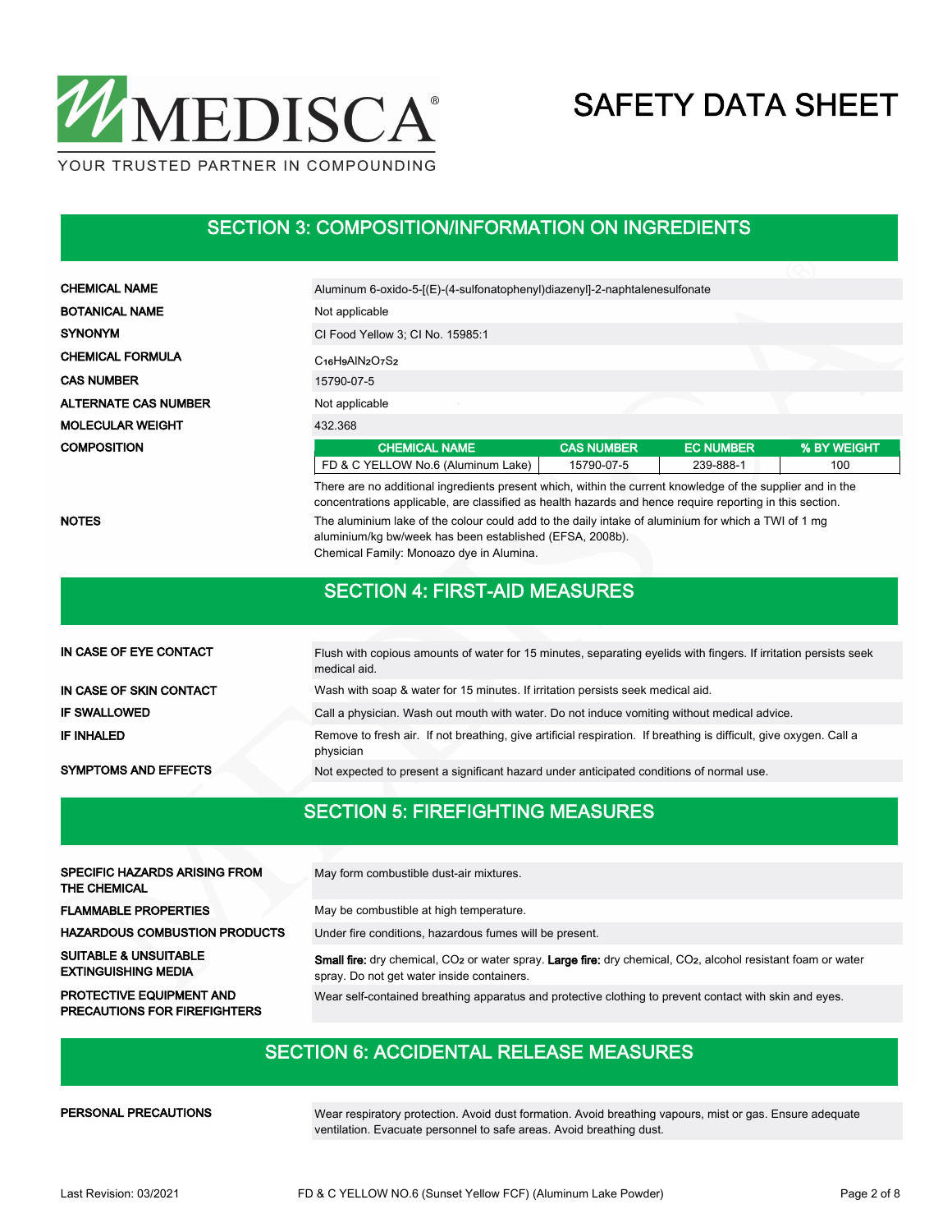## SECTION 3: COMPOSITION/INFORMATION ON INGREDIENTS

| | |
|---|---|
| **CHEMICAL NAME** | Aluminum 6-oxido-5-[(E)-(4-sulfonatophenyl)diazenyl]-2-naphtalenesulfonate |
| **BOTANICAL NAME** | Not applicable |
| **SYNONYM** | CI Food Yellow 3; CI No. 15985:1 |
| **CHEMICAL FORMULA** | $C_{16}H_9AlN_2O_7S_2$ |
| **CAS NUMBER** | 15790-07-5 |
| **ALTERNATE CAS NUMBER** | Not applicable |
| **MOLECULAR WEIGHT** | 432.368 |

**COMPOSITION**

| CHEMICAL NAME | CAS NUMBER | EC NUMBER | % BY WEIGHT |
|---|---|---|---|
| FD & C YELLOW No.6 (Aluminum Lake) | 15790-07-5 | 239-888-1 | 100 |

There are no additional ingredients present which, within the current knowledge of the supplier and in the concentrations applicable, are classified as health hazards and hence require reporting in this section.

**NOTES**

The aluminium lake of the colour could add to the daily intake of aluminium for which a TWI of 1 mg aluminium/kg bw/week has been established (EFSA, 2008b).
Chemical Family: Monoazo dye in Alumina.

## SECTION 4: FIRST-AID MEASURES

| | |
|---|---|
| **IN CASE OF EYE CONTACT** | Flush with copious amounts of water for 15 minutes, separating eyelids with fingers. If irritation persists seek medical aid. |
| **IN CASE OF SKIN CONTACT** | Wash with soap & water for 15 minutes. If irritation persists seek medical aid. |
| **IF SWALLOWED** | Call a physician. Wash out mouth with water. Do not induce vomiting without medical advice. |
| **IF INHALED** | Remove to fresh air. If not breathing, give artificial respiration. If breathing is difficult, give oxygen. Call a physician |
| **SYMPTOMS AND EFFECTS** | Not expected to present a significant hazard under anticipated conditions of normal use. |

## SECTION 5: FIREFIGHTING MEASURES

| | |
|---|---|
| **SPECIFIC HAZARDS ARISING FROM THE CHEMICAL** | May form combustible dust-air mixtures. |
| **FLAMMABLE PROPERTIES** | May be combustible at high temperature. |
| **HAZARDOUS COMBUSTION PRODUCTS** | Under fire conditions, hazardous fumes will be present. |
| **SUITABLE & UNSUITABLE EXTINGUISHING MEDIA** | **Small fire:** dry chemical, $CO_2$ or water spray. **Large fire:** dry chemical, $CO_2$, alcohol resistant foam or water spray. Do not get water inside containers. |
| **PROTECTIVE EQUIPMENT AND PRECAUTIONS FOR FIREFIGHTERS** | Wear self-contained breathing apparatus and protective clothing to prevent contact with skin and eyes. |

## SECTION 6: ACCIDENTAL RELEASE MEASURES

| | |
|---|---|
| **PERSONAL PRECAUTIONS** | Wear respiratory protection. Avoid dust formation. Avoid breathing vapours, mist or gas. Ensure adequate ventilation. Evacuate personnel to safe areas. Avoid breathing dust. |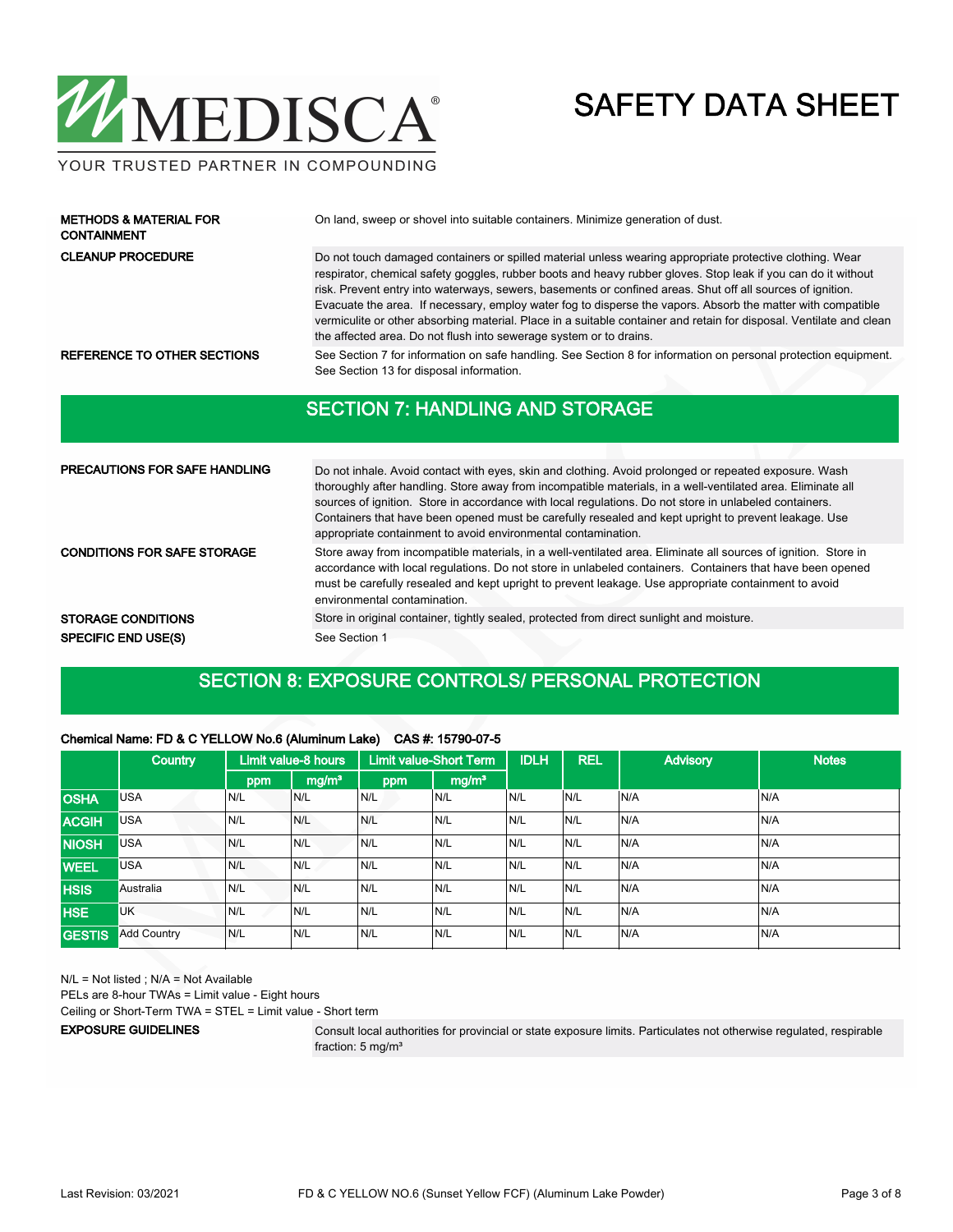**METHODS & MATERIAL FOR CONTAINMENT**

On land, sweep or shovel into suitable containers. Minimize generation of dust.

**CLEANUP PROCEDURE**

Do not touch damaged containers or spilled material unless wearing appropriate protective clothing. Wear respirator, chemical safety goggles, rubber boots and heavy rubber gloves. Stop leak if you can do it without risk. Prevent entry into waterways, sewers, basements or confined areas. Shut off all sources of ignition. Evacuate the area. If necessary, employ water fog to disperse the vapors. Absorb the matter with compatible vermiculite or other absorbing material. Place in a suitable container and retain for disposal. Ventilate and clean the affected area. Do not flush into sewerage system or to drains.

**REFERENCE TO OTHER SECTIONS**

See Section 7 for information on safe handling. See Section 8 for information on personal protection equipment. See Section 13 for disposal information.

## SECTION 7: HANDLING AND STORAGE

**PRECAUTIONS FOR SAFE HANDLING**

Do not inhale. Avoid contact with eyes, skin and clothing. Avoid prolonged or repeated exposure. Wash thoroughly after handling. Store away from incompatible materials, in a well-ventilated area. Eliminate all sources of ignition. Store in accordance with local regulations. Do not store in unlabeled containers. Containers that have been opened must be carefully resealed and kept upright to prevent leakage. Use appropriate containment to avoid environmental contamination.

**CONDITIONS FOR SAFE STORAGE**

Store away from incompatible materials, in a well-ventilated area. Eliminate all sources of ignition. Store in accordance with local regulations. Do not store in unlabeled containers. Containers that have been opened must be carefully resealed and kept upright to prevent leakage. Use appropriate containment to avoid environmental contamination.

**STORAGE CONDITIONS**

Store in original container, tightly sealed, protected from direct sunlight and moisture.

**SPECIFIC END USE(S)**

See Section 1

## SECTION 8: EXPOSURE CONTROLS/ PERSONAL PROTECTION

**Chemical Name: FD & C YELLOW No.6 (Aluminum Lake) CAS #: 15790-07-5**

| | Country | Limit value-8 hours | | Limit value-Short Term | | IDLH | REL | Advisory | Notes |
|---|---|---|---|---|---|---|---|---|---|
| | | ppm | mg/m³ | ppm | mg/m³ | | | | |
| OSHA | USA | N/L | N/L | N/L | N/L | N/L | N/L | N/A | N/A |
| ACGIH | USA | N/L | N/L | N/L | N/L | N/L | N/L | N/A | N/A |
| NIOSH | USA | N/L | N/L | N/L | N/L | N/L | N/L | N/A | N/A |
| WEEL | USA | N/L | N/L | N/L | N/L | N/L | N/L | N/A | N/A |
| HSIS | Australia | N/L | N/L | N/L | N/L | N/L | N/L | N/A | N/A |
| HSE | UK | N/L | N/L | N/L | N/L | N/L | N/L | N/A | N/A |
| GESTIS | Add Country | N/L | N/L | N/L | N/L | N/L | N/L | N/A | N/A |

N/L = Not listed ; N/A = Not Available

PELs are 8-hour TWAs = Limit value - Eight hours

Ceiling or Short-Term TWA = STEL = Limit value - Short term

**EXPOSURE GUIDELINES**

Consult local authorities for provincial or state exposure limits. Particulates not otherwise regulated, respirable fraction: 5 mg/m³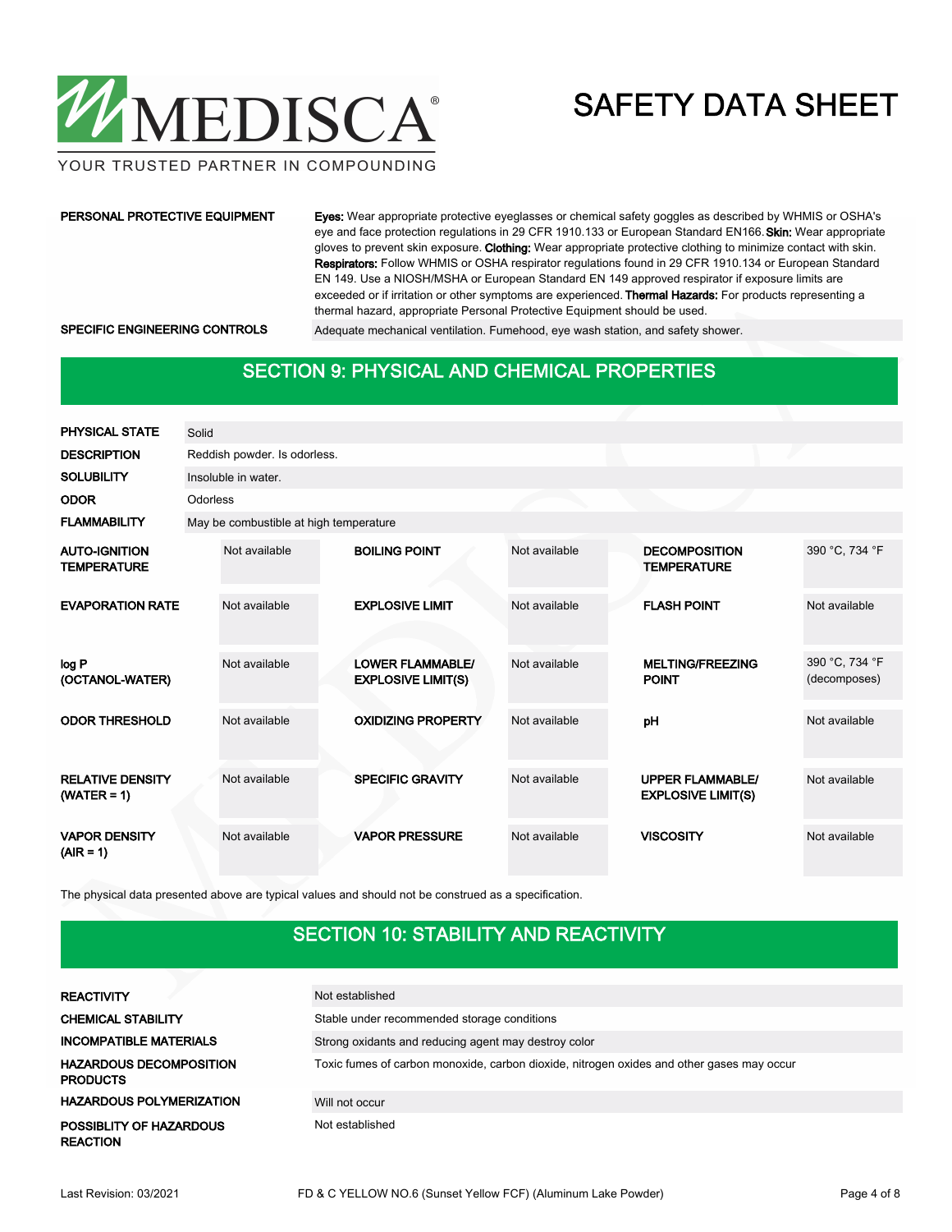| | |
|---|---|
| **PERSONAL PROTECTIVE EQUIPMENT** | **Eyes:** Wear appropriate protective eyeglasses or chemical safety goggles as described by WHMIS or OSHA's eye and face protection regulations in 29 CFR 1910.133 or European Standard EN166. **Skin:** Wear appropriate gloves to prevent skin exposure. **Clothing:** Wear appropriate protective clothing to minimize contact with skin. **Respirators:** Follow WHMIS or OSHA respirator regulations found in 29 CFR 1910.134 or European Standard EN 149. Use a NIOSH/MSHA or European Standard EN 149 approved respirator if exposure limits are exceeded or if irritation or other symptoms are experienced. **Thermal Hazards:** For products representing a thermal hazard, appropriate Personal Protective Equipment should be used. |
| **SPECIFIC ENGINEERING CONTROLS** | Adequate mechanical ventilation. Fumehood, eye wash station, and safety shower. |

## SECTION 9: PHYSICAL AND CHEMICAL PROPERTIES

| | |
|---|---|
| **PHYSICAL STATE** | Solid |
| **DESCRIPTION** | Reddish powder. Is odorless. |
| **SOLUBILITY** | Insoluble in water. |
| **ODOR** | Odorless |
| **FLAMMABILITY** | May be combustible at high temperature |

| | | | | | |
|---|---|---|---|---|---|
| **AUTO-IGNITION TEMPERATURE** | Not available | **BOILING POINT** | Not available | **DECOMPOSITION TEMPERATURE** | 390 °C, 734 °F |
| **EVAPORATION RATE** | Not available | **EXPLOSIVE LIMIT** | Not available | **FLASH POINT** | Not available |
| **log P (OCTANOL-WATER)** | Not available | **LOWER FLAMMABLE/ EXPLOSIVE LIMIT(S)** | Not available | **MELTING/FREEZING POINT** | 390 °C, 734 °F (decomposes) |
| **ODOR THRESHOLD** | Not available | **OXIDIZING PROPERTY** | Not available | **pH** | Not available |
| **RELATIVE DENSITY (WATER = 1)** | Not available | **SPECIFIC GRAVITY** | Not available | **UPPER FLAMMABLE/ EXPLOSIVE LIMIT(S)** | Not available |
| **VAPOR DENSITY (AIR = 1)** | Not available | **VAPOR PRESSURE** | Not available | **VISCOSITY** | Not available |

The physical data presented above are typical values and should not be construed as a specification.

## SECTION 10: STABILITY AND REACTIVITY

| | |
|---|---|
| **REACTIVITY** | Not established |
| **CHEMICAL STABILITY** | Stable under recommended storage conditions |
| **INCOMPATIBLE MATERIALS** | Strong oxidants and reducing agent may destroy color |
| **HAZARDOUS DECOMPOSITION PRODUCTS** | Toxic fumes of carbon monoxide, carbon dioxide, nitrogen oxides and other gases may occur |
| **HAZARDOUS POLYMERIZATION** | Will not occur |
| **POSSIBLITY OF HAZARDOUS REACTION** | Not established |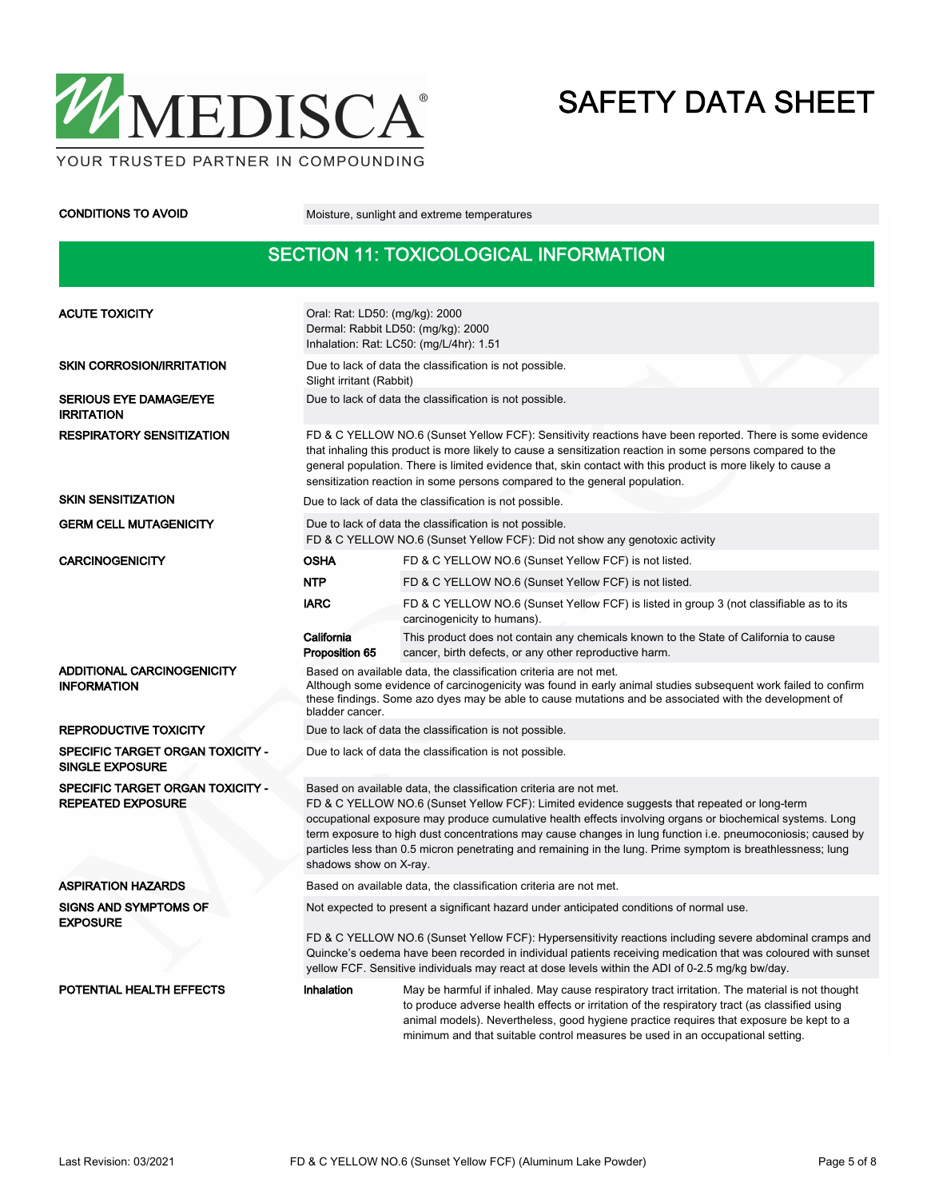| | |
|---|---|
| **CONDITIONS TO AVOID** | Moisture, sunlight and extreme temperatures |

## SECTION 11: TOXICOLOGICAL INFORMATION

| | | |
|---|---|---|
| **ACUTE TOXICITY** | Oral: Rat: LD50: (mg/kg): 2000<br>Dermal: Rabbit LD50: (mg/kg): 2000<br>Inhalation: Rat: LC50: (mg/L/4hr): 1.51 | |
| **SKIN CORROSION/IRRITATION** | Due to lack of data the classification is not possible.<br>Slight irritant (Rabbit) | |
| **SERIOUS EYE DAMAGE/EYE IRRITATION** | Due to lack of data the classification is not possible. | |
| **RESPIRATORY SENSITIZATION** | FD & C YELLOW NO.6 (Sunset Yellow FCF): Sensitivity reactions have been reported. There is some evidence that inhaling this product is more likely to cause a sensitization reaction in some persons compared to the general population. There is limited evidence that, skin contact with this product is more likely to cause a sensitization reaction in some persons compared to the general population. | |
| **SKIN SENSITIZATION** | Due to lack of data the classification is not possible. | |
| **GERM CELL MUTAGENICITY** | Due to lack of data the classification is not possible.<br>FD & C YELLOW NO.6 (Sunset Yellow FCF): Did not show any genotoxic activity | |
| **CARCINOGENICITY** | **OSHA** | FD & C YELLOW NO.6 (Sunset Yellow FCF) is not listed. |
| | **NTP** | FD & C YELLOW NO.6 (Sunset Yellow FCF) is not listed. |
| | **IARC** | FD & C YELLOW NO.6 (Sunset Yellow FCF) is listed in group 3 (not classifiable as to its carcinogenicity to humans). |
| | **California Proposition 65** | This product does not contain any chemicals known to the State of California to cause cancer, birth defects, or any other reproductive harm. |
| **ADDITIONAL CARCINOGENICITY INFORMATION** | Based on available data, the classification criteria are not met.<br>Although some evidence of carcinogenicity was found in early animal studies subsequent work failed to confirm these findings. Some azo dyes may be able to cause mutations and be associated with the development of bladder cancer. | |
| **REPRODUCTIVE TOXICITY** | Due to lack of data the classification is not possible. | |
| **SPECIFIC TARGET ORGAN TOXICITY - SINGLE EXPOSURE** | Due to lack of data the classification is not possible. | |
| **SPECIFIC TARGET ORGAN TOXICITY - REPEATED EXPOSURE** | Based on available data, the classification criteria are not met.<br>FD & C YELLOW NO.6 (Sunset Yellow FCF): Limited evidence suggests that repeated or long-term occupational exposure may produce cumulative health effects involving organs or biochemical systems. Long term exposure to high dust concentrations may cause changes in lung function i.e. pneumoconiosis; caused by particles less than 0.5 micron penetrating and remaining in the lung. Prime symptom is breathlessness; lung shadows show on X-ray. | |
| **ASPIRATION HAZARDS** | Based on available data, the classification criteria are not met. | |
| **SIGNS AND SYMPTOMS OF EXPOSURE** | Not expected to present a significant hazard under anticipated conditions of normal use.<br><br>FD & C YELLOW NO.6 (Sunset Yellow FCF): Hypersensitivity reactions including severe abdominal cramps and Quincke's oedema have been recorded in individual patients receiving medication that was coloured with sunset yellow FCF. Sensitive individuals may react at dose levels within the ADI of 0-2.5 mg/kg bw/day. | |
| **POTENTIAL HEALTH EFFECTS** | **Inhalation** | May be harmful if inhaled. May cause respiratory tract irritation. The material is not thought to produce adverse health effects or irritation of the respiratory tract (as classified using animal models). Nevertheless, good hygiene practice requires that exposure be kept to a minimum and that suitable control measures be used in an occupational setting. |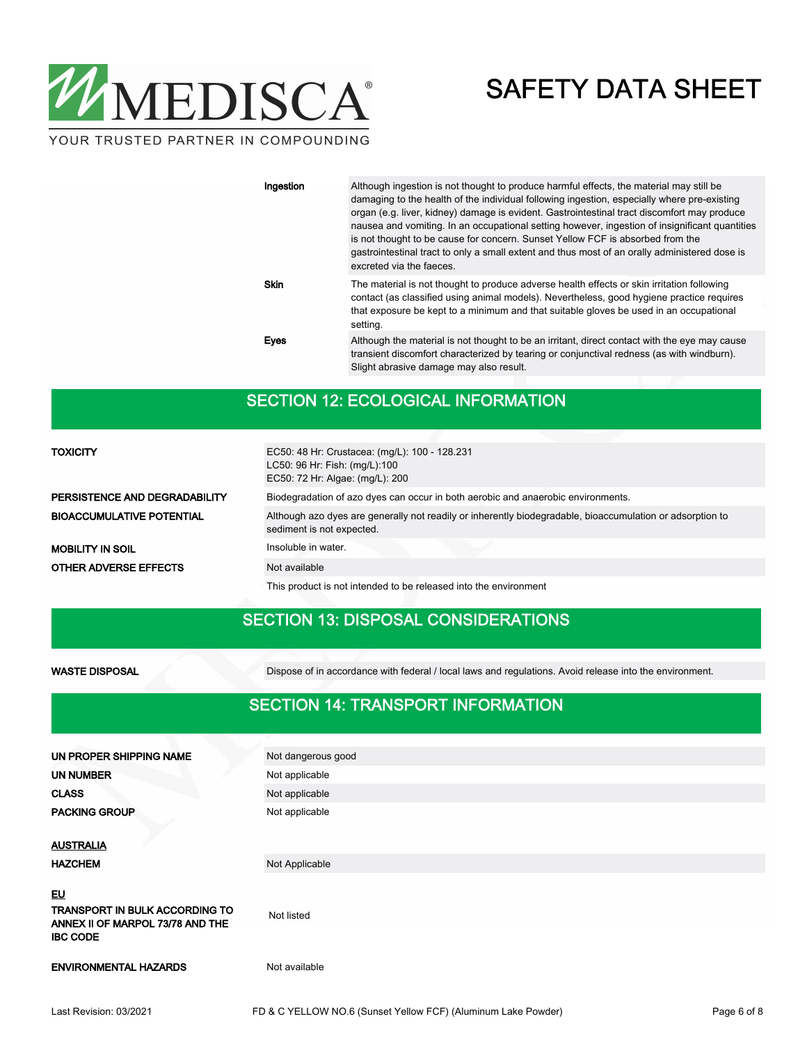| | |
|---|---|
| **Ingestion** | Although ingestion is not thought to produce harmful effects, the material may still be damaging to the health of the individual following ingestion, especially where pre-existing organ (e.g. liver, kidney) damage is evident. Gastrointestinal tract discomfort may produce nausea and vomiting. In an occupational setting however, ingestion of insignificant quantities is not thought to be cause for concern. Sunset Yellow FCF is absorbed from the gastrointestinal tract to only a small extent and thus most of an orally administered dose is excreted via the faeces. |
| **Skin** | The material is not thought to produce adverse health effects or skin irritation following contact (as classified using animal models). Nevertheless, good hygiene practice requires that exposure be kept to a minimum and that suitable gloves be used in an occupational setting. |
| **Eyes** | Although the material is not thought to be an irritant, direct contact with the eye may cause transient discomfort characterized by tearing or conjunctival redness (as with windburn). Slight abrasive damage may also result. |

## SECTION 12: ECOLOGICAL INFORMATION

| | |
|---|---|
| **TOXICITY** | EC50: 48 Hr: Crustacea: (mg/L): 100 - 128.231<br>LC50: 96 Hr: Fish: (mg/L):100<br>EC50: 72 Hr: Algae: (mg/L): 200 |
| **PERSISTENCE AND DEGRADABILITY** | Biodegradation of azo dyes can occur in both aerobic and anaerobic environments. |
| **BIOACCUMULATIVE POTENTIAL** | Although azo dyes are generally not readily or inherently biodegradable, bioaccumulation or adsorption to sediment is not expected. |
| **MOBILITY IN SOIL** | Insoluble in water. |
| **OTHER ADVERSE EFFECTS** | Not available |
| | This product is not intended to be released into the environment |

## SECTION 13: DISPOSAL CONSIDERATIONS

| | |
|---|---|
| **WASTE DISPOSAL** | Dispose of in accordance with federal / local laws and regulations. Avoid release into the environment. |

## SECTION 14: TRANSPORT INFORMATION

| | |
|---|---|
| **UN PROPER SHIPPING NAME** | Not dangerous good |
| **UN NUMBER** | Not applicable |
| **CLASS** | Not applicable |
| **PACKING GROUP** | Not applicable |
| **<u>AUSTRALIA</u>** | |
| **HAZCHEM** | Not Applicable |
| **<u>EU</u>**<br>**TRANSPORT IN BULK ACCORDING TO ANNEX II OF MARPOL 73/78 AND THE IBC CODE** | Not listed |
| **ENVIRONMENTAL HAZARDS** | Not available |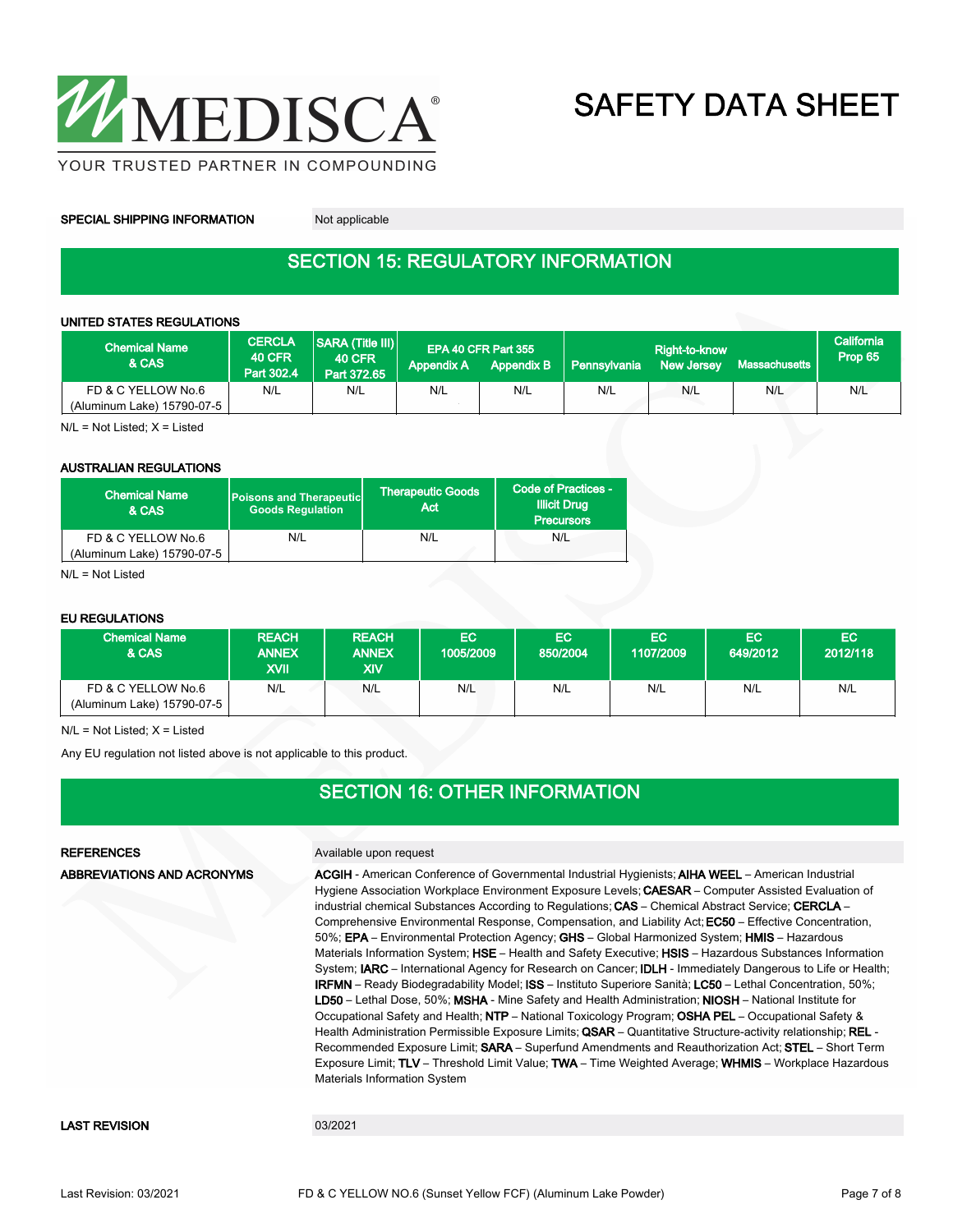| SPECIAL SHIPPING INFORMATION | Not applicable |
|---|---|

## SECTION 15: REGULATORY INFORMATION

### UNITED STATES REGULATIONS

| Chemical Name & CAS | CERCLA 40 CFR Part 302.4 | SARA (Title III) 40 CFR Part 372.65 | EPA 40 CFR Part 355 Appendix A | EPA 40 CFR Part 355 Appendix B | Right-to-know Pennsylvania | Right-to-know New Jersey | Right-to-know Massachusetts | California Prop 65 |
|---|---|---|---|---|---|---|---|---|
| FD & C YELLOW No.6 (Aluminum Lake) 15790-07-5 | N/L | N/L | N/L | N/L | N/L | N/L | N/L | N/L |

N/L = Not Listed; X = Listed

### AUSTRALIAN REGULATIONS

| Chemical Name & CAS | Poisons and Therapeutic Goods Regulation | Therapeutic Goods Act | Code of Practices - Illicit Drug Precursors |
|---|---|---|---|
| FD & C YELLOW No.6 (Aluminum Lake) 15790-07-5 | N/L | N/L | N/L |

N/L = Not Listed

### EU REGULATIONS

| Chemical Name & CAS | REACH ANNEX XVII | REACH ANNEX XIV | EC 1005/2009 | EC 850/2004 | EC 1107/2009 | EC 649/2012 | EC 2012/118 |
|---|---|---|---|---|---|---|---|
| FD & C YELLOW No.6 (Aluminum Lake) 15790-07-5 | N/L | N/L | N/L | N/L | N/L | N/L | N/L |

N/L = Not Listed; X = Listed

Any EU regulation not listed above is not applicable to this product.

## SECTION 16: OTHER INFORMATION

**REFERENCES**

Available upon request

**ABBREVIATIONS AND ACRONYMS**

**ACGIH** - American Conference of Governmental Industrial Hygienists; **AIHA WEEL** – American Industrial Hygiene Association Workplace Environment Exposure Levels; **CAESAR** – Computer Assisted Evaluation of industrial chemical Substances According to Regulations; **CAS** – Chemical Abstract Service; **CERCLA** – Comprehensive Environmental Response, Compensation, and Liability Act; **EC50** – Effective Concentration, 50%; **EPA** – Environmental Protection Agency; **GHS** – Global Harmonized System; **HMIS** – Hazardous Materials Information System; **HSE** – Health and Safety Executive; **HSIS** – Hazardous Substances Information System; **IARC** – International Agency for Research on Cancer; **IDLH** - Immediately Dangerous to Life or Health; **IRFMN** – Ready Biodegradability Model; **ISS** – Instituto Superiore Sanità; **LC50** – Lethal Concentration, 50%; **LD50** – Lethal Dose, 50%; **MSHA** - Mine Safety and Health Administration; **NIOSH** – National Institute for Occupational Safety and Health; **NTP** – National Toxicology Program; **OSHA PEL** – Occupational Safety & Health Administration Permissible Exposure Limits; **QSAR** – Quantitative Structure-activity relationship; **REL** - Recommended Exposure Limit; **SARA** – Superfund Amendments and Reauthorization Act; **STEL** – Short Term Exposure Limit; **TLV** – Threshold Limit Value; **TWA** – Time Weighted Average; **WHMIS** – Workplace Hazardous Materials Information System

**LAST REVISION**

03/2021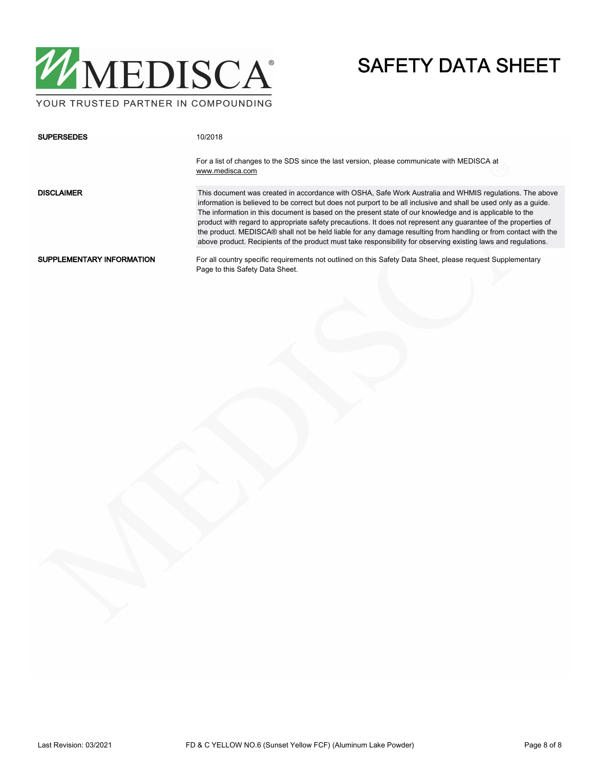| | |
|---|---|
| **SUPERSEDES** | 10/2018 |
| | For a list of changes to the SDS since the last version, please communicate with MEDISCA at www.medisca.com |
| **DISCLAIMER** | This document was created in accordance with OSHA, Safe Work Australia and WHMIS regulations. The above information is believed to be correct but does not purport to be all inclusive and shall be used only as a guide. The information in this document is based on the present state of our knowledge and is applicable to the product with regard to appropriate safety precautions. It does not represent any guarantee of the properties of the product. MEDISCA® shall not be held liable for any damage resulting from handling or from contact with the above product. Recipients of the product must take responsibility for observing existing laws and regulations. |
| **SUPPLEMENTARY INFORMATION** | For all country specific requirements not outlined on this Safety Data Sheet, please request Supplementary Page to this Safety Data Sheet. |